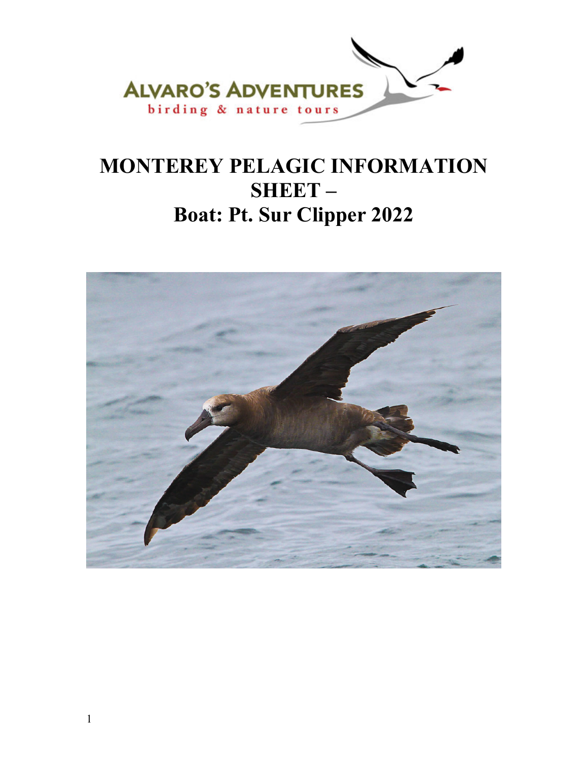ALVARO'S ADVENTURES
birding & nature tours

# MONTEREY PELAGIC INFORMATION SHEET – Boat: Pt. Sur Clipper 2022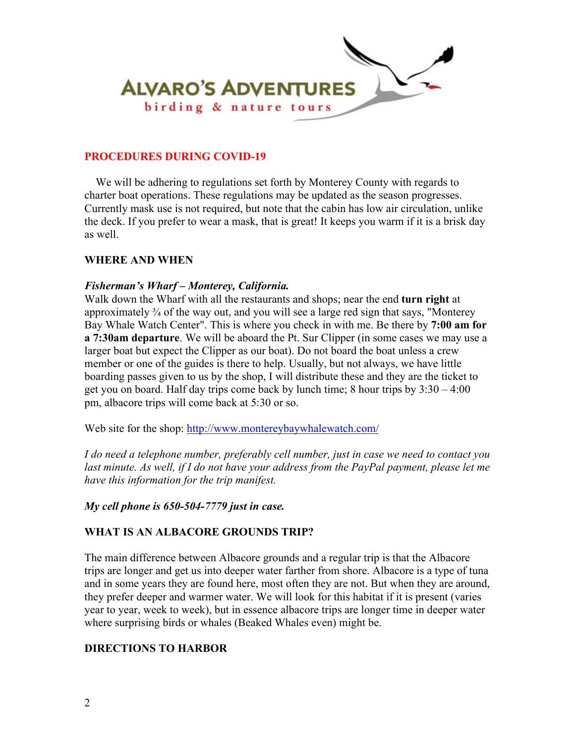**ALVARO'S ADVENTURES**
birding & nature tours

## PROCEDURES DURING COVID-19

We will be adhering to regulations set forth by Monterey County with regards to charter boat operations. These regulations may be updated as the season progresses. Currently mask use is not required, but note that the cabin has low air circulation, unlike the deck. If you prefer to wear a mask, that is great! It keeps you warm if it is a brisk day as well.

## WHERE AND WHEN

***Fisherman's Wharf – Monterey, California.***

Walk down the Wharf with all the restaurants and shops; near the end **turn right** at approximately ¾ of the way out, and you will see a large red sign that says, "Monterey Bay Whale Watch Center". This is where you check in with me. Be there by **7:00 am for a 7:30am departure**. We will be aboard the Pt. Sur Clipper (in some cases we may use a larger boat but expect the Clipper as our boat). Do not board the boat unless a crew member or one of the guides is there to help. Usually, but not always, we have little boarding passes given to us by the shop, I will distribute these and they are the ticket to get you on board. Half day trips come back by lunch time; 8 hour trips by 3:30 – 4:00 pm, albacore trips will come back at 5:30 or so.

Web site for the shop: [http://www.montereybaywhalewatch.com/](http://www.montereybaywhalewatch.com/)

*I do need a telephone number, preferably cell number, just in case we need to contact you last minute. As well, if I do not have your address from the PayPal payment, please let me have this information for the trip manifest.*

***My cell phone is 650-504-7779 just in case.***

## WHAT IS AN ALBACORE GROUNDS TRIP?

The main difference between Albacore grounds and a regular trip is that the Albacore trips are longer and get us into deeper water farther from shore. Albacore is a type of tuna and in some years they are found here, most often they are not. But when they are around, they prefer deeper and warmer water. We will look for this habitat if it is present (varies year to year, week to week), but in essence albacore trips are longer time in deeper water where surprising birds or whales (Beaked Whales even) might be.

## DIRECTIONS TO HARBOR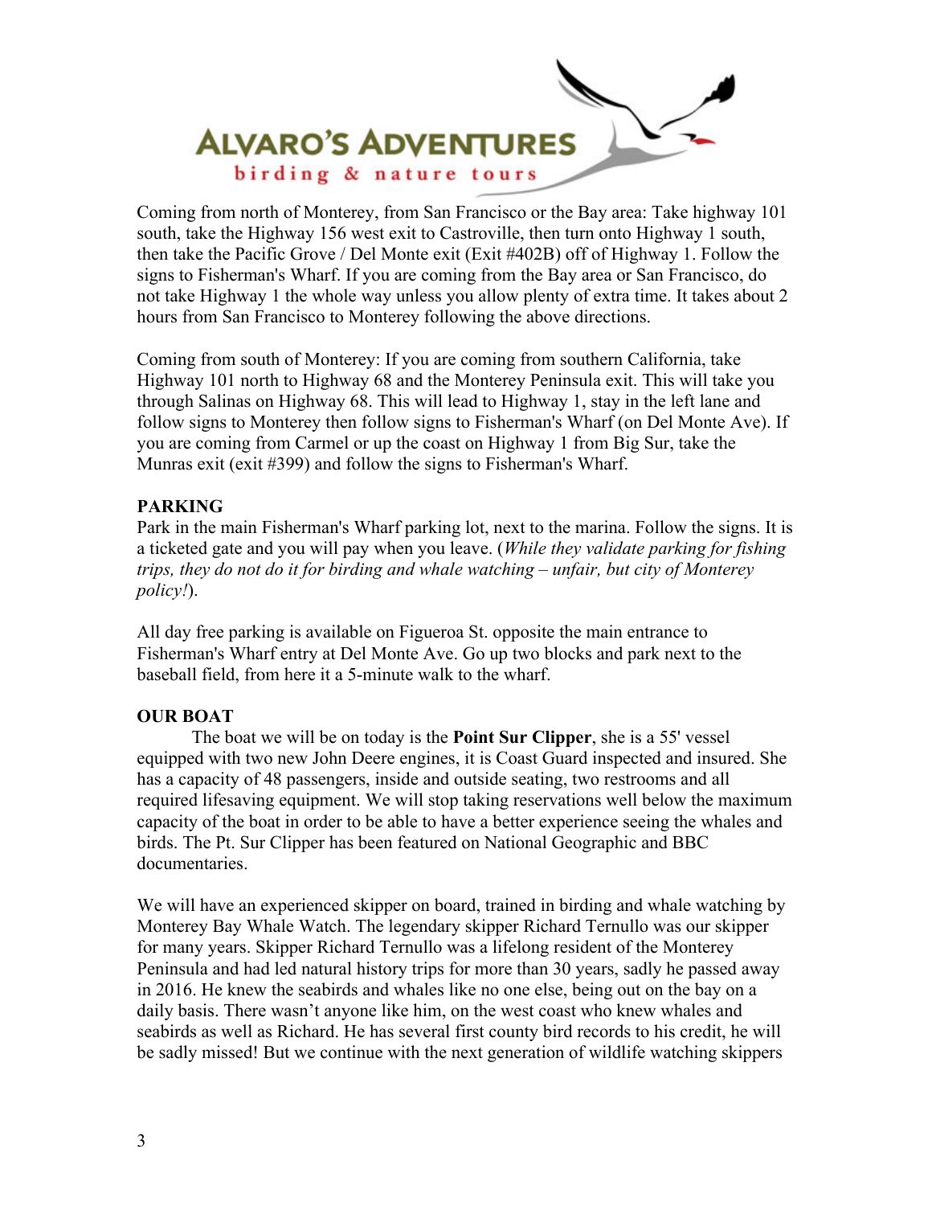Coming from north of Monterey, from San Francisco or the Bay area: Take highway 101 south, take the Highway 156 west exit to Castroville, then turn onto Highway 1 south, then take the Pacific Grove / Del Monte exit (Exit #402B) off of Highway 1. Follow the signs to Fisherman's Wharf. If you are coming from the Bay area or San Francisco, do not take Highway 1 the whole way unless you allow plenty of extra time. It takes about 2 hours from San Francisco to Monterey following the above directions.

Coming from south of Monterey: If you are coming from southern California, take Highway 101 north to Highway 68 and the Monterey Peninsula exit. This will take you through Salinas on Highway 68. This will lead to Highway 1, stay in the left lane and follow signs to Monterey then follow signs to Fisherman's Wharf (on Del Monte Ave). If you are coming from Carmel or up the coast on Highway 1 from Big Sur, take the Munras exit (exit #399) and follow the signs to Fisherman's Wharf.

**PARKING**

Park in the main Fisherman's Wharf parking lot, next to the marina. Follow the signs. It is a ticketed gate and you will pay when you leave. (*While they validate parking for fishing trips, they do not do it for birding and whale watching – unfair, but city of Monterey policy!*).

All day free parking is available on Figueroa St. opposite the main entrance to Fisherman's Wharf entry at Del Monte Ave. Go up two blocks and park next to the baseball field, from here it a 5-minute walk to the wharf.

**OUR BOAT**

The boat we will be on today is the **Point Sur Clipper**, she is a 55' vessel equipped with two new John Deere engines, it is Coast Guard inspected and insured. She has a capacity of 48 passengers, inside and outside seating, two restrooms and all required lifesaving equipment. We will stop taking reservations well below the maximum capacity of the boat in order to be able to have a better experience seeing the whales and birds. The Pt. Sur Clipper has been featured on National Geographic and BBC documentaries.

We will have an experienced skipper on board, trained in birding and whale watching by Monterey Bay Whale Watch. The legendary skipper Richard Ternullo was our skipper for many years. Skipper Richard Ternullo was a lifelong resident of the Monterey Peninsula and had led natural history trips for more than 30 years, sadly he passed away in 2016. He knew the seabirds and whales like no one else, being out on the bay on a daily basis. There wasn't anyone like him, on the west coast who knew whales and seabirds as well as Richard. He has several first county bird records to his credit, he will be sadly missed! But we continue with the next generation of wildlife watching skippers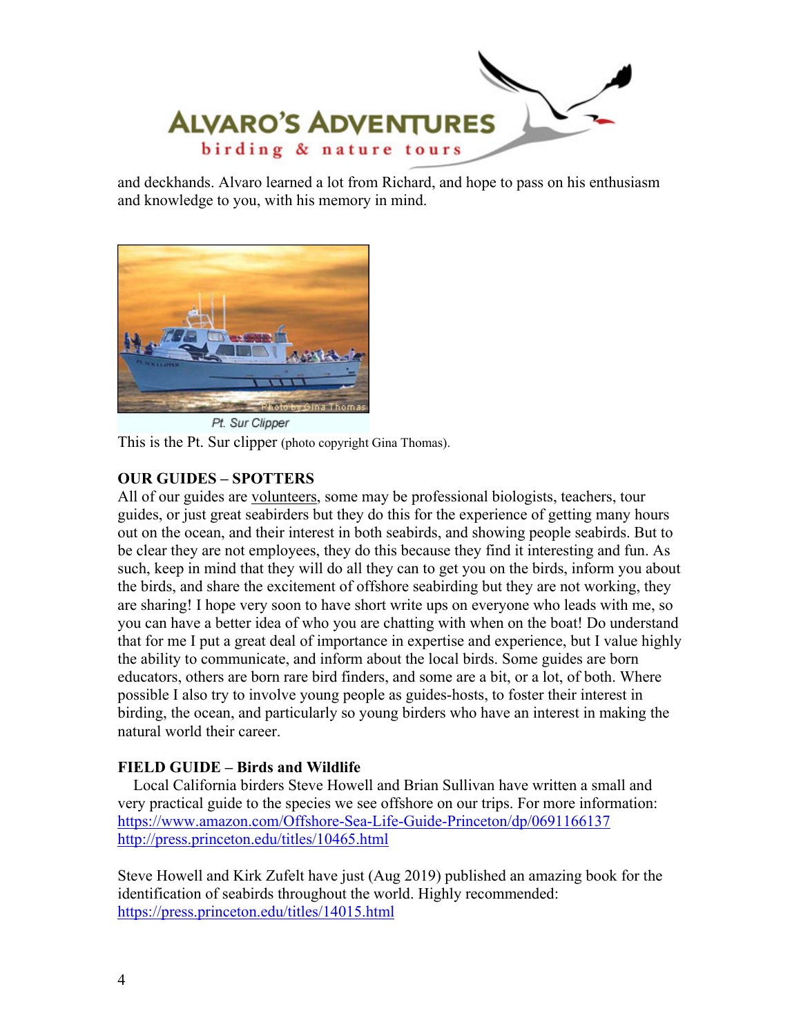and deckhands. Alvaro learned a lot from Richard, and hope to pass on his enthusiasm and knowledge to you, with his memory in mind.

*Pt. Sur Clipper*

This is the Pt. Sur clipper (photo copyright Gina Thomas).

**OUR GUIDES – SPOTTERS**

All of our guides are volunteers, some may be professional biologists, teachers, tour guides, or just great seabirders but they do this for the experience of getting many hours out on the ocean, and their interest in both seabirds, and showing people seabirds. But to be clear they are not employees, they do this because they find it interesting and fun. As such, keep in mind that they will do all they can to get you on the birds, inform you about the birds, and share the excitement of offshore seabirding but they are not working, they are sharing! I hope very soon to have short write ups on everyone who leads with me, so you can have a better idea of who you are chatting with when on the boat! Do understand that for me I put a great deal of importance in expertise and experience, but I value highly the ability to communicate, and inform about the local birds. Some guides are born educators, others are born rare bird finders, and some are a bit, or a lot, of both. Where possible I also try to involve young people as guides-hosts, to foster their interest in birding, the ocean, and particularly so young birders who have an interest in making the natural world their career.

**FIELD GUIDE – Birds and Wildlife**

Local California birders Steve Howell and Brian Sullivan have written a small and very practical guide to the species we see offshore on our trips. For more information:
https://www.amazon.com/Offshore-Sea-Life-Guide-Princeton/dp/0691166137
http://press.princeton.edu/titles/10465.html

Steve Howell and Kirk Zufelt have just (Aug 2019) published an amazing book for the identification of seabirds throughout the world. Highly recommended:
https://press.princeton.edu/titles/14015.html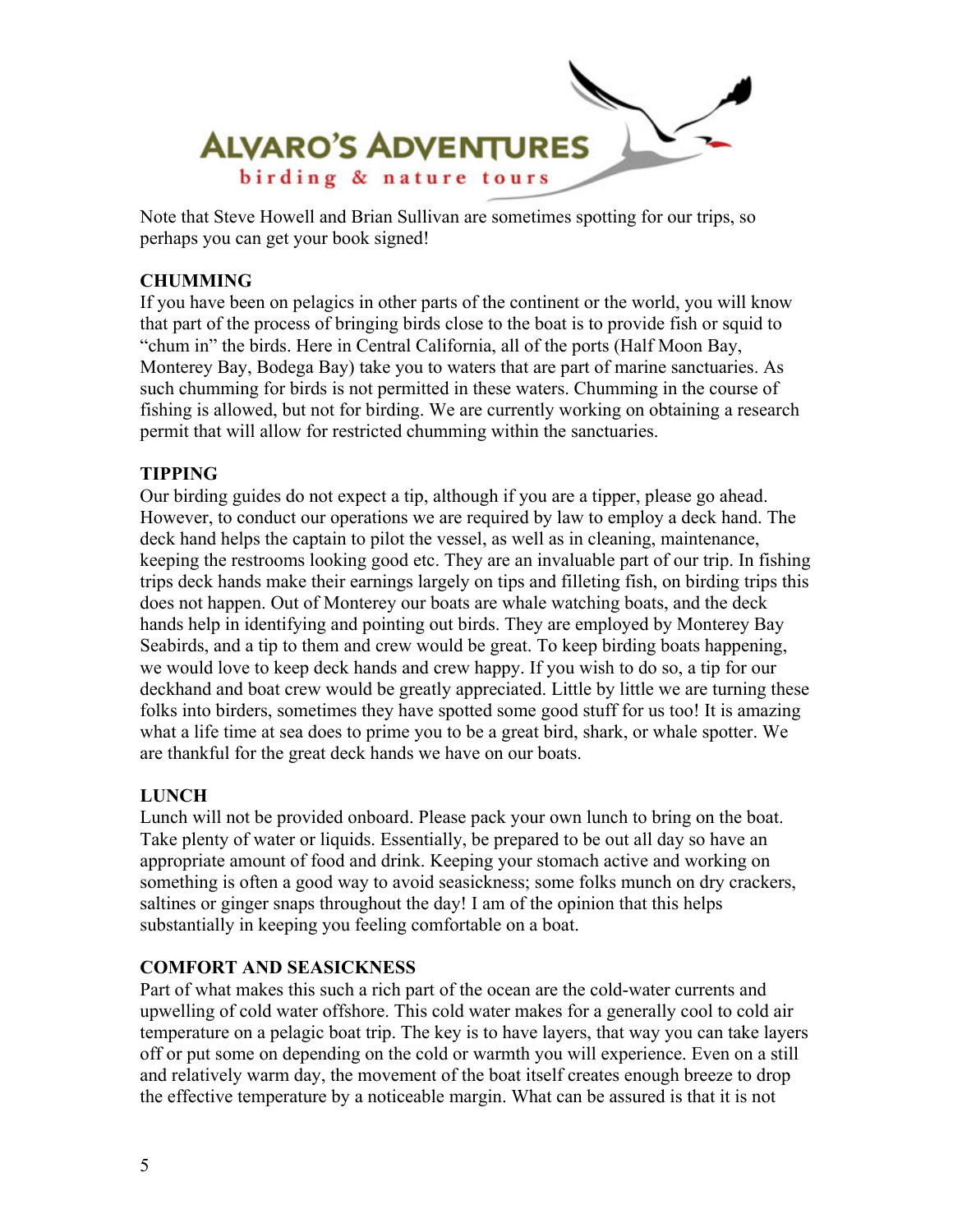Note that Steve Howell and Brian Sullivan are sometimes spotting for our trips, so perhaps you can get your book signed!

**CHUMMING**

If you have been on pelagics in other parts of the continent or the world, you will know that part of the process of bringing birds close to the boat is to provide fish or squid to "chum in" the birds. Here in Central California, all of the ports (Half Moon Bay, Monterey Bay, Bodega Bay) take you to waters that are part of marine sanctuaries. As such chumming for birds is not permitted in these waters. Chumming in the course of fishing is allowed, but not for birding. We are currently working on obtaining a research permit that will allow for restricted chumming within the sanctuaries.

**TIPPING**

Our birding guides do not expect a tip, although if you are a tipper, please go ahead. However, to conduct our operations we are required by law to employ a deck hand. The deck hand helps the captain to pilot the vessel, as well as in cleaning, maintenance, keeping the restrooms looking good etc. They are an invaluable part of our trip. In fishing trips deck hands make their earnings largely on tips and filleting fish, on birding trips this does not happen. Out of Monterey our boats are whale watching boats, and the deck hands help in identifying and pointing out birds. They are employed by Monterey Bay Seabirds, and a tip to them and crew would be great. To keep birding boats happening, we would love to keep deck hands and crew happy. If you wish to do so, a tip for our deckhand and boat crew would be greatly appreciated. Little by little we are turning these folks into birders, sometimes they have spotted some good stuff for us too! It is amazing what a life time at sea does to prime you to be a great bird, shark, or whale spotter. We are thankful for the great deck hands we have on our boats.

**LUNCH**

Lunch will not be provided onboard. Please pack your own lunch to bring on the boat. Take plenty of water or liquids. Essentially, be prepared to be out all day so have an appropriate amount of food and drink. Keeping your stomach active and working on something is often a good way to avoid seasickness; some folks munch on dry crackers, saltines or ginger snaps throughout the day! I am of the opinion that this helps substantially in keeping you feeling comfortable on a boat.

**COMFORT AND SEASICKNESS**

Part of what makes this such a rich part of the ocean are the cold-water currents and upwelling of cold water offshore. This cold water makes for a generally cool to cold air temperature on a pelagic boat trip. The key is to have layers, that way you can take layers off or put some on depending on the cold or warmth you will experience. Even on a still and relatively warm day, the movement of the boat itself creates enough breeze to drop the effective temperature by a noticeable margin. What can be assured is that it is not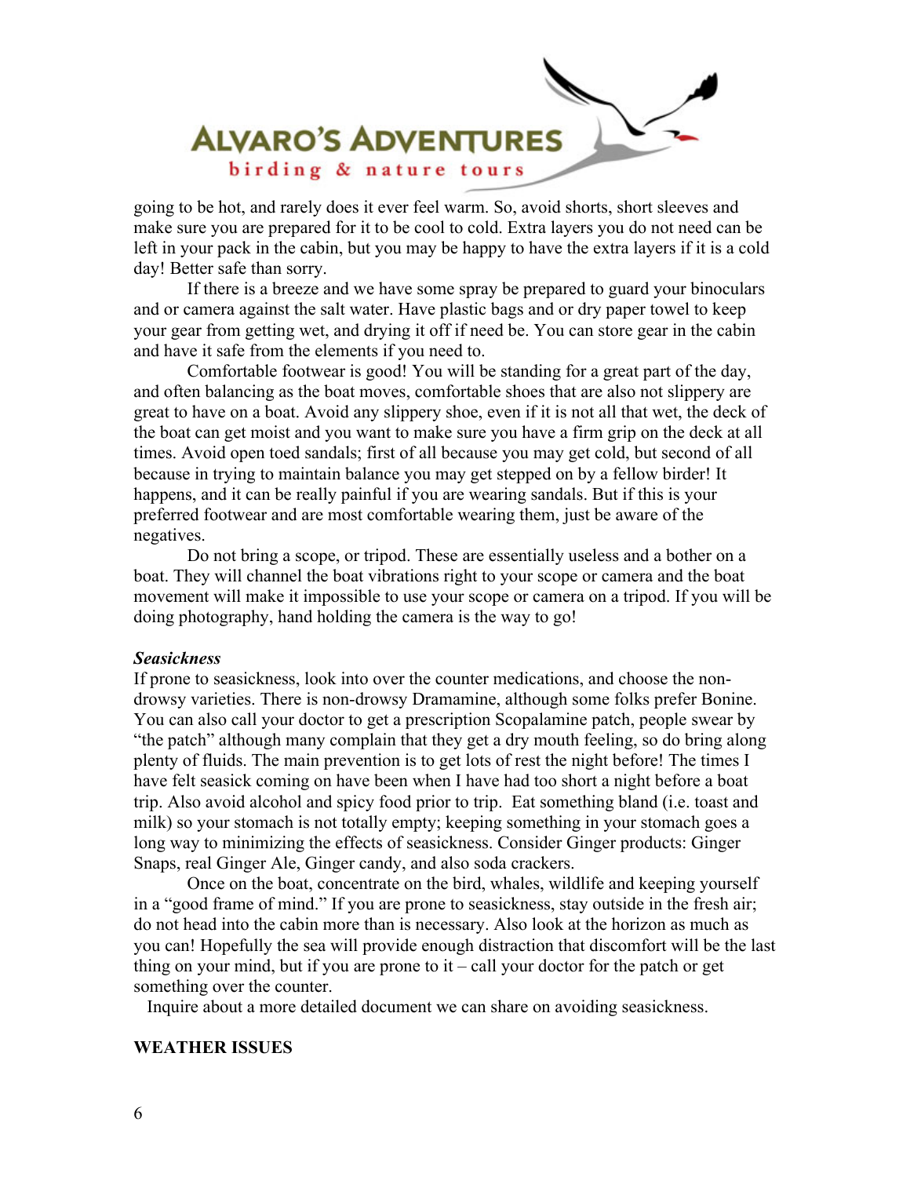going to be hot, and rarely does it ever feel warm. So, avoid shorts, short sleeves and make sure you are prepared for it to be cool to cold. Extra layers you do not need can be left in your pack in the cabin, but you may be happy to have the extra layers if it is a cold day! Better safe than sorry.

If there is a breeze and we have some spray be prepared to guard your binoculars and or camera against the salt water. Have plastic bags and or dry paper towel to keep your gear from getting wet, and drying it off if need be. You can store gear in the cabin and have it safe from the elements if you need to.

Comfortable footwear is good! You will be standing for a great part of the day, and often balancing as the boat moves, comfortable shoes that are also not slippery are great to have on a boat. Avoid any slippery shoe, even if it is not all that wet, the deck of the boat can get moist and you want to make sure you have a firm grip on the deck at all times. Avoid open toed sandals; first of all because you may get cold, but second of all because in trying to maintain balance you may get stepped on by a fellow birder! It happens, and it can be really painful if you are wearing sandals. But if this is your preferred footwear and are most comfortable wearing them, just be aware of the negatives.

Do not bring a scope, or tripod. These are essentially useless and a bother on a boat. They will channel the boat vibrations right to your scope or camera and the boat movement will make it impossible to use your scope or camera on a tripod. If you will be doing photography, hand holding the camera is the way to go!

***Seasickness***

If prone to seasickness, look into over the counter medications, and choose the non-drowsy varieties. There is non-drowsy Dramamine, although some folks prefer Bonine. You can also call your doctor to get a prescription Scopalamine patch, people swear by "the patch" although many complain that they get a dry mouth feeling, so do bring along plenty of fluids. The main prevention is to get lots of rest the night before! The times I have felt seasick coming on have been when I have had too short a night before a boat trip. Also avoid alcohol and spicy food prior to trip. Eat something bland (i.e. toast and milk) so your stomach is not totally empty; keeping something in your stomach goes a long way to minimizing the effects of seasickness. Consider Ginger products: Ginger Snaps, real Ginger Ale, Ginger candy, and also soda crackers.

Once on the boat, concentrate on the bird, whales, wildlife and keeping yourself in a "good frame of mind." If you are prone to seasickness, stay outside in the fresh air; do not head into the cabin more than is necessary. Also look at the horizon as much as you can! Hopefully the sea will provide enough distraction that discomfort will be the last thing on your mind, but if you are prone to it – call your doctor for the patch or get something over the counter.

Inquire about a more detailed document we can share on avoiding seasickness.

**WEATHER ISSUES**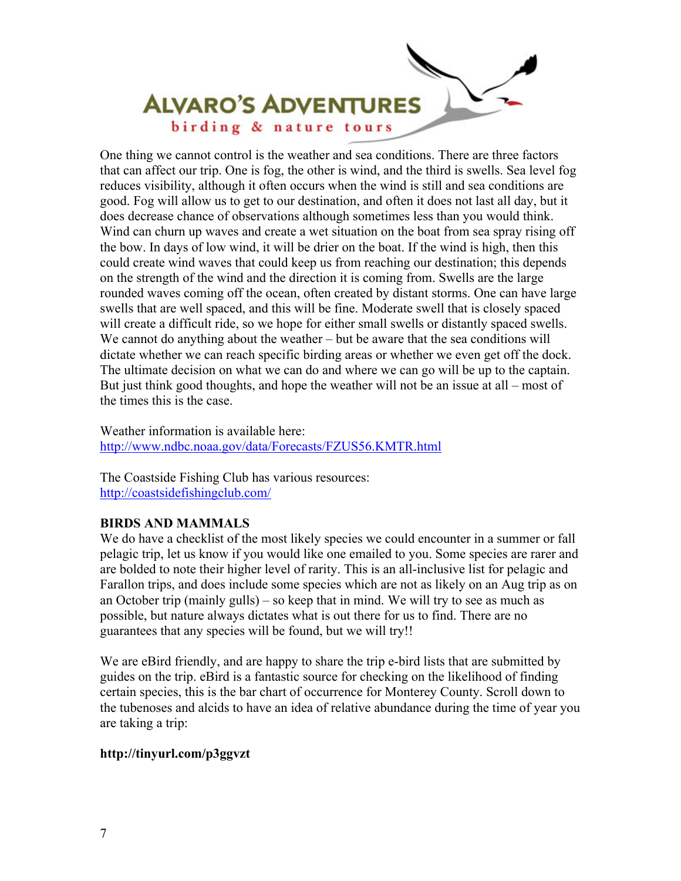One thing we cannot control is the weather and sea conditions. There are three factors that can affect our trip. One is fog, the other is wind, and the third is swells. Sea level fog reduces visibility, although it often occurs when the wind is still and sea conditions are good. Fog will allow us to get to our destination, and often it does not last all day, but it does decrease chance of observations although sometimes less than you would think. Wind can churn up waves and create a wet situation on the boat from sea spray rising off the bow. In days of low wind, it will be drier on the boat. If the wind is high, then this could create wind waves that could keep us from reaching our destination; this depends on the strength of the wind and the direction it is coming from. Swells are the large rounded waves coming off the ocean, often created by distant storms. One can have large swells that are well spaced, and this will be fine. Moderate swell that is closely spaced will create a difficult ride, so we hope for either small swells or distantly spaced swells. We cannot do anything about the weather – but be aware that the sea conditions will dictate whether we can reach specific birding areas or whether we even get off the dock. The ultimate decision on what we can do and where we can go will be up to the captain. But just think good thoughts, and hope the weather will not be an issue at all – most of the times this is the case.

Weather information is available here:
http://www.ndbc.noaa.gov/data/Forecasts/FZUS56.KMTR.html

The Coastside Fishing Club has various resources:
http://coastsidefishingclub.com/

**BIRDS AND MAMMALS**

We do have a checklist of the most likely species we could encounter in a summer or fall pelagic trip, let us know if you would like one emailed to you. Some species are rarer and are bolded to note their higher level of rarity. This is an all-inclusive list for pelagic and Farallon trips, and does include some species which are not as likely on an Aug trip as on an October trip (mainly gulls) – so keep that in mind. We will try to see as much as possible, but nature always dictates what is out there for us to find. There are no guarantees that any species will be found, but we will try!!

We are eBird friendly, and are happy to share the trip e-bird lists that are submitted by guides on the trip. eBird is a fantastic source for checking on the likelihood of finding certain species, this is the bar chart of occurrence for Monterey County. Scroll down to the tubenoses and alcids to have an idea of relative abundance during the time of year you are taking a trip:

**http://tinyurl.com/p3ggvzt**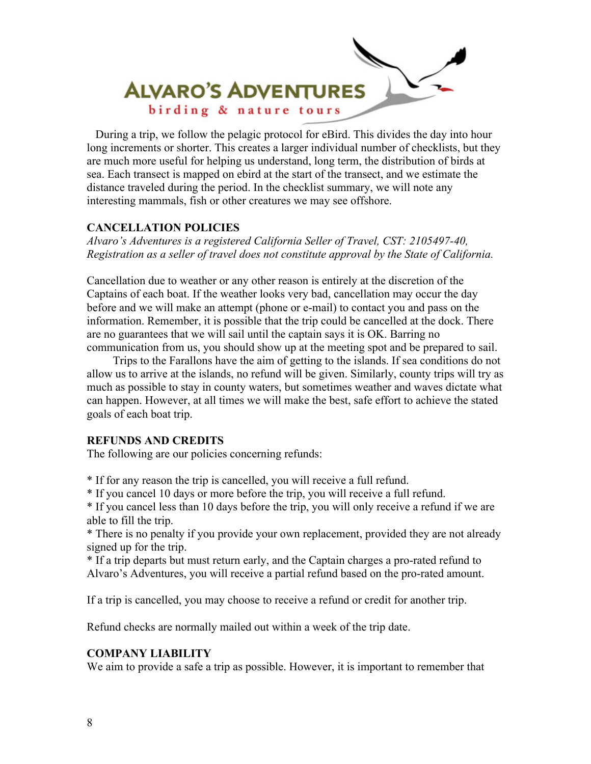During a trip, we follow the pelagic protocol for eBird. This divides the day into hour long increments or shorter. This creates a larger individual number of checklists, but they are much more useful for helping us understand, long term, the distribution of birds at sea. Each transect is mapped on ebird at the start of the transect, and we estimate the distance traveled during the period. In the checklist summary, we will note any interesting mammals, fish or other creatures we may see offshore.

**CANCELLATION POLICIES**

*Alvaro's Adventures is a registered California Seller of Travel, CST: 2105497-40, Registration as a seller of travel does not constitute approval by the State of California.*

Cancellation due to weather or any other reason is entirely at the discretion of the Captains of each boat. If the weather looks very bad, cancellation may occur the day before and we will make an attempt (phone or e-mail) to contact you and pass on the information. Remember, it is possible that the trip could be cancelled at the dock. There are no guarantees that we will sail until the captain says it is OK. Barring no communication from us, you should show up at the meeting spot and be prepared to sail.

Trips to the Farallons have the aim of getting to the islands. If sea conditions do not allow us to arrive at the islands, no refund will be given. Similarly, county trips will try as much as possible to stay in county waters, but sometimes weather and waves dictate what can happen. However, at all times we will make the best, safe effort to achieve the stated goals of each boat trip.

**REFUNDS AND CREDITS**

The following are our policies concerning refunds:

* If for any reason the trip is cancelled, you will receive a full refund.
* If you cancel 10 days or more before the trip, you will receive a full refund.
* If you cancel less than 10 days before the trip, you will only receive a refund if we are able to fill the trip.
* There is no penalty if you provide your own replacement, provided they are not already signed up for the trip.
* If a trip departs but must return early, and the Captain charges a pro-rated refund to Alvaro's Adventures, you will receive a partial refund based on the pro-rated amount.

If a trip is cancelled, you may choose to receive a refund or credit for another trip.

Refund checks are normally mailed out within a week of the trip date.

**COMPANY LIABILITY**

We aim to provide a safe a trip as possible. However, it is important to remember that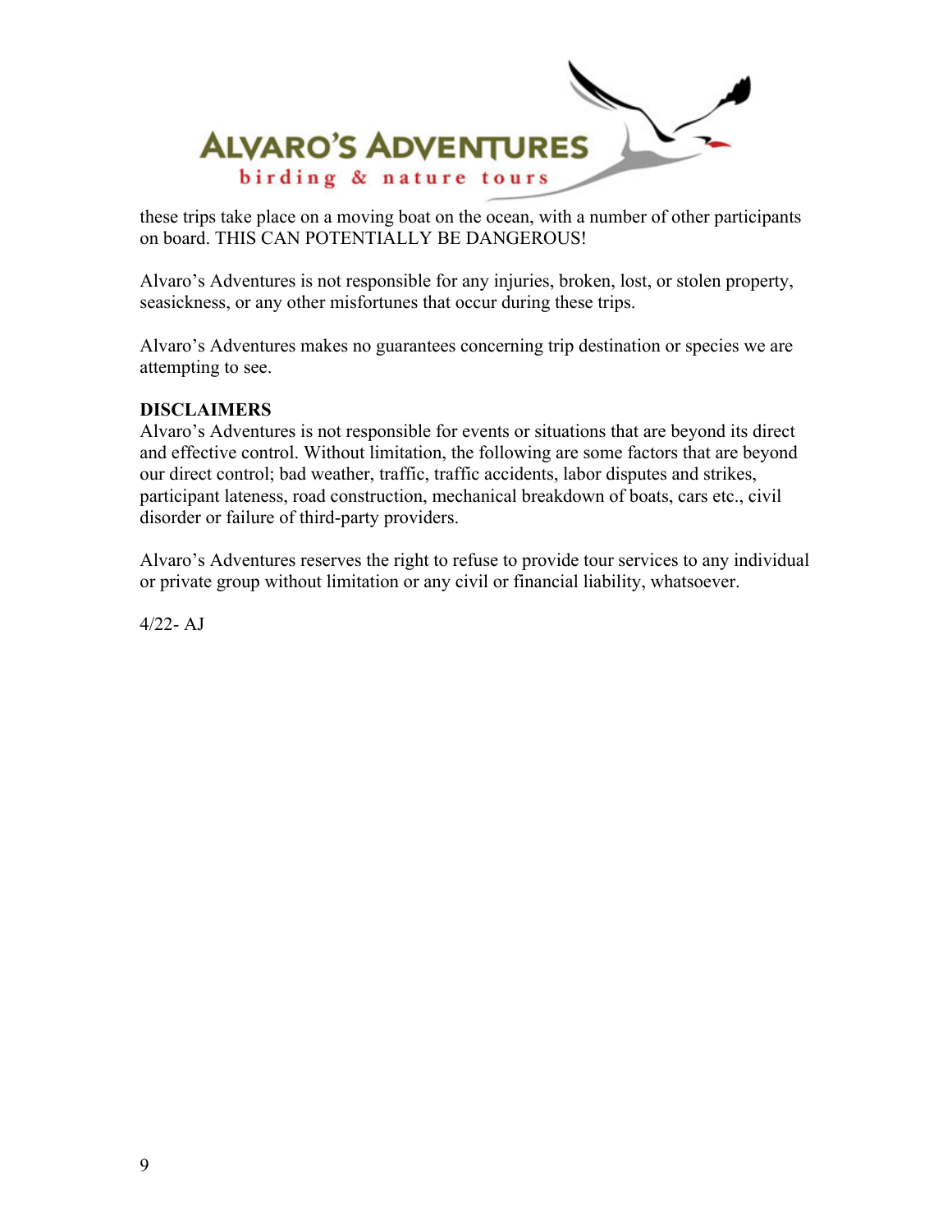these trips take place on a moving boat on the ocean, with a number of other participants on board. THIS CAN POTENTIALLY BE DANGEROUS!

Alvaro's Adventures is not responsible for any injuries, broken, lost, or stolen property, seasickness, or any other misfortunes that occur during these trips.

Alvaro's Adventures makes no guarantees concerning trip destination or species we are attempting to see.

**DISCLAIMERS**

Alvaro's Adventures is not responsible for events or situations that are beyond its direct and effective control. Without limitation, the following are some factors that are beyond our direct control; bad weather, traffic, traffic accidents, labor disputes and strikes, participant lateness, road construction, mechanical breakdown of boats, cars etc., civil disorder or failure of third-party providers.

Alvaro's Adventures reserves the right to refuse to provide tour services to any individual or private group without limitation or any civil or financial liability, whatsoever.

4/22- AJ